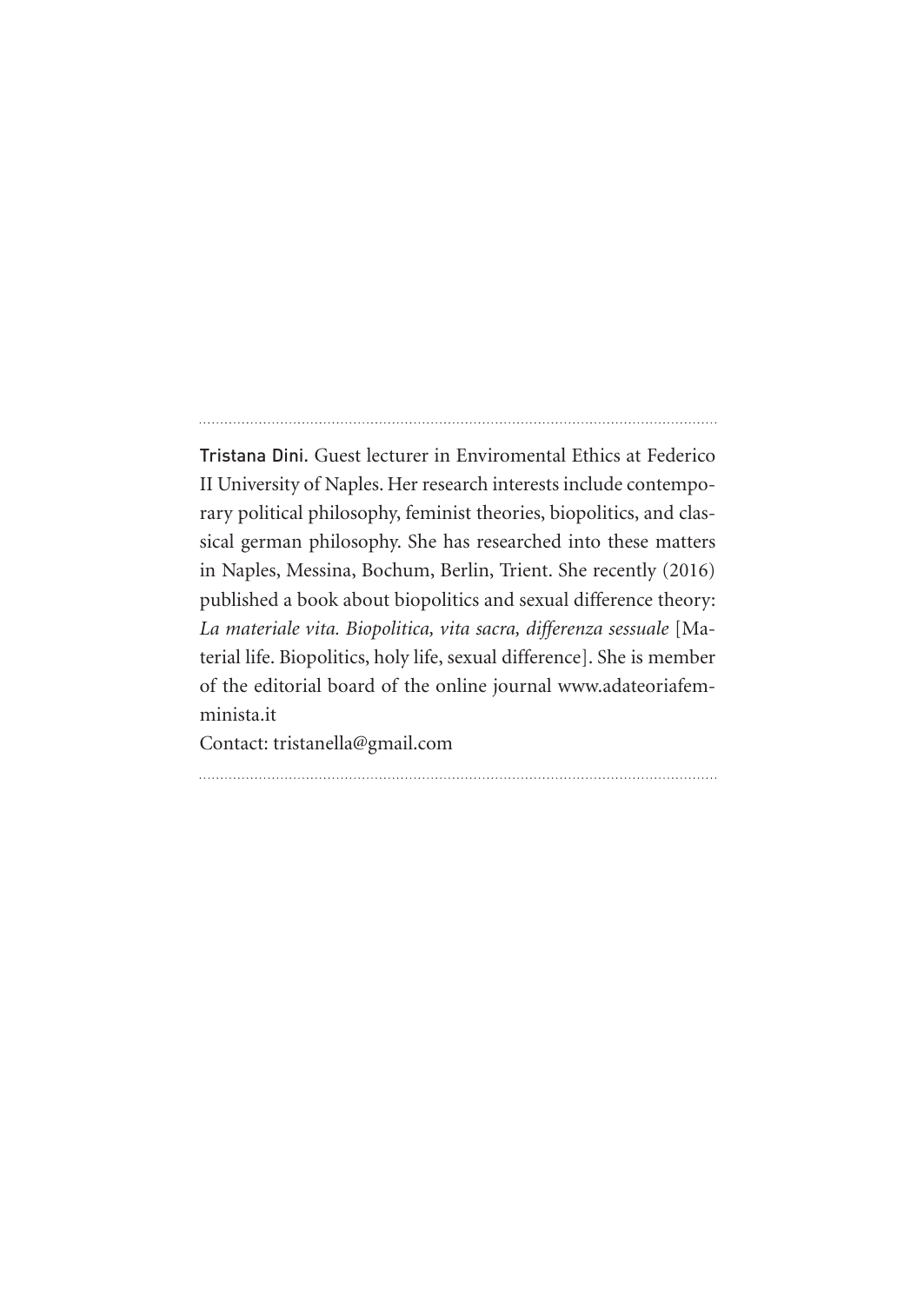**Tristana Dini.** Guest lecturer in Enviromental Ethics at Federico II University of Naples. Her research interests include contemporary political philosophy, feminist theories, biopolitics, and classical german philosophy. She has researched into these matters in Naples, Messina, Bochum, Berlin, Trient. She recently (2016) published a book about biopolitics and sexual difference theory: *La materiale vita. Biopolitica, vita sacra, differenza sessuale* [Material life. Biopolitics, holy life, sexual difference]. She is member of the editorial board of the online journal www.adateoriafemminista.it

Contact: tristanella@gmail.com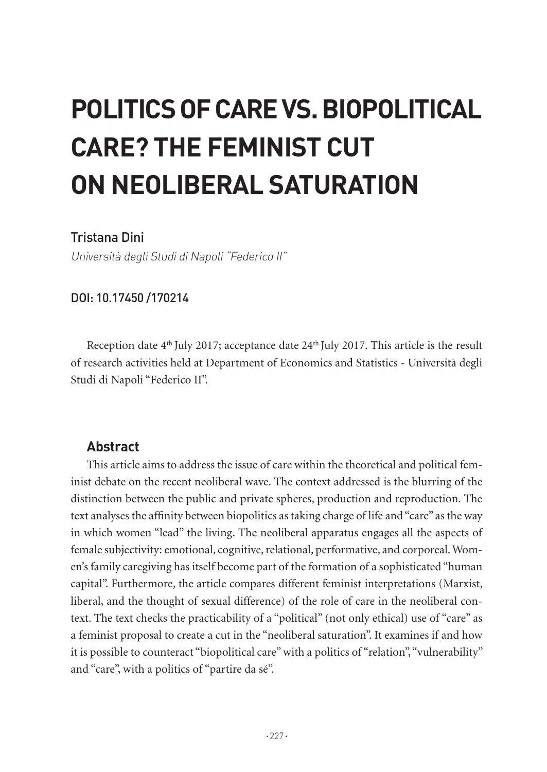# POLITICS OF CARE VS. BIOPOLITICAL CARE? THE FEMINIST CUT ON NEOLIBERAL SATURATION

Tristana Dini

*Università degli Studi di Napoli "Federico II"*

DOI: 10.17450 /170214

Reception date 4th July 2017; acceptance date 24th July 2017. This article is the result of research activities held at Department of Economics and Statistics - Università degli Studi di Napoli "Federico II".

## Abstract

This article aims to address the issue of care within the theoretical and political feminist debate on the recent neoliberal wave. The context addressed is the blurring of the distinction between the public and private spheres, production and reproduction. The text analyses the affinity between biopolitics as taking charge of life and "care" as the way in which women "lead" the living. The neoliberal apparatus engages all the aspects of female subjectivity: emotional, cognitive, relational, performative, and corporeal. Women's family caregiving has itself become part of the formation of a sophisticated "human capital". Furthermore, the article compares different feminist interpretations (Marxist, liberal, and the thought of sexual difference) of the role of care in the neoliberal context. The text checks the practicability of a "political" (not only ethical) use of "care" as a feminist proposal to create a cut in the "neoliberal saturation". It examines if and how it is possible to counteract "biopolitical care" with a politics of "relation", "vulnerability" and "care", with a politics of "partire da sé".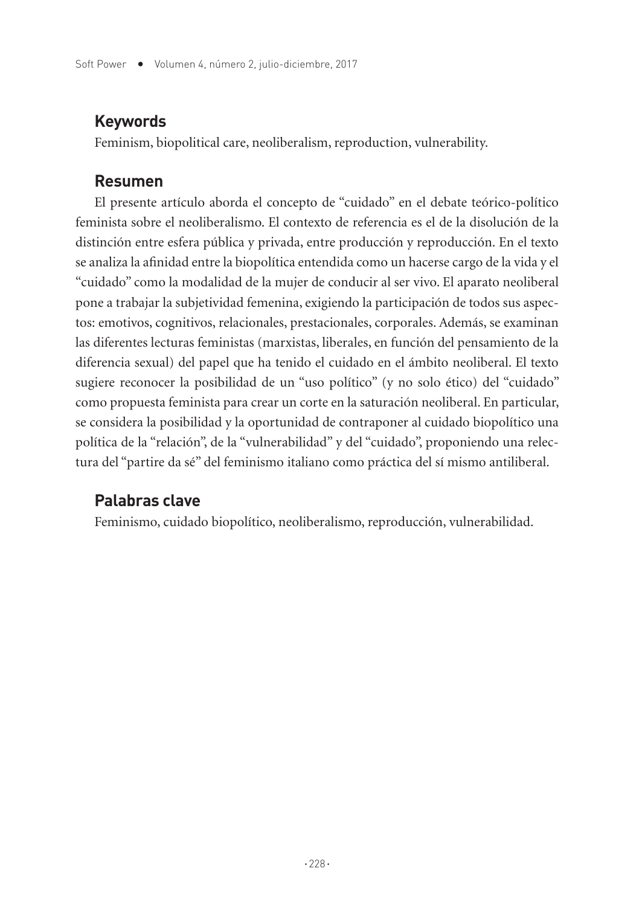## Keywords

Feminism, biopolitical care, neoliberalism, reproduction, vulnerability.

## Resumen

El presente artículo aborda el concepto de "cuidado" en el debate teórico-político feminista sobre el neoliberalismo. El contexto de referencia es el de la disolución de la distinción entre esfera pública y privada, entre producción y reproducción. En el texto se analiza la afinidad entre la biopolítica entendida como un hacerse cargo de la vida y el "cuidado" como la modalidad de la mujer de conducir al ser vivo. El aparato neoliberal pone a trabajar la subjetividad femenina, exigiendo la participación de todos sus aspectos: emotivos, cognitivos, relacionales, prestacionales, corporales. Además, se examinan las diferentes lecturas feministas (marxistas, liberales, en función del pensamiento de la diferencia sexual) del papel que ha tenido el cuidado en el ámbito neoliberal. El texto sugiere reconocer la posibilidad de un "uso político" (y no solo ético) del "cuidado" como propuesta feminista para crear un corte en la saturación neoliberal. En particular, se considera la posibilidad y la oportunidad de contraponer al cuidado biopolítico una política de la "relación", de la "vulnerabilidad" y del "cuidado", proponiendo una relectura del "partire da sé" del feminismo italiano como práctica del sí mismo antiliberal.

## Palabras clave

Feminismo, cuidado biopolítico, neoliberalismo, reproducción, vulnerabilidad.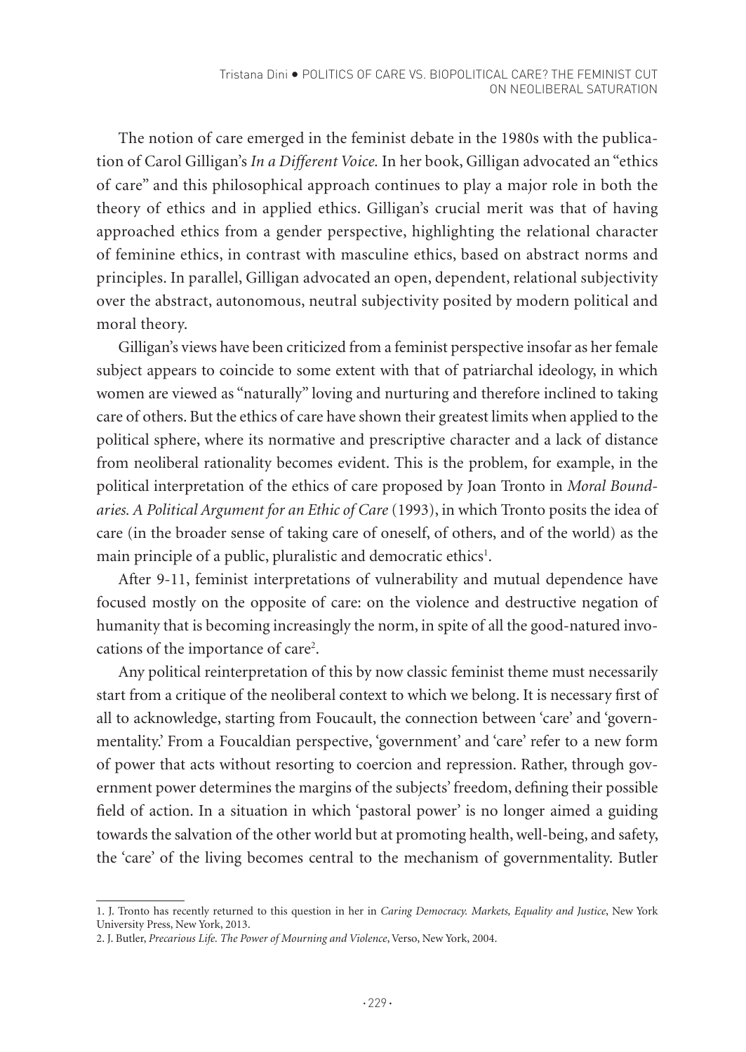The notion of care emerged in the feminist debate in the 1980s with the publication of Carol Gilligan's *In a Different Voice.* In her book, Gilligan advocated an "ethics of care" and this philosophical approach continues to play a major role in both the theory of ethics and in applied ethics. Gilligan's crucial merit was that of having approached ethics from a gender perspective, highlighting the relational character of feminine ethics, in contrast with masculine ethics, based on abstract norms and principles. In parallel, Gilligan advocated an open, dependent, relational subjectivity over the abstract, autonomous, neutral subjectivity posited by modern political and moral theory.

Gilligan's views have been criticized from a feminist perspective insofar as her female subject appears to coincide to some extent with that of patriarchal ideology, in which women are viewed as "naturally" loving and nurturing and therefore inclined to taking care of others. But the ethics of care have shown their greatest limits when applied to the political sphere, where its normative and prescriptive character and a lack of distance from neoliberal rationality becomes evident. This is the problem, for example, in the political interpretation of the ethics of care proposed by Joan Tronto in *Moral Boundaries. A Political Argument for an Ethic of Care* (1993), in which Tronto posits the idea of care (in the broader sense of taking care of oneself, of others, and of the world) as the main principle of a public, pluralistic and democratic ethics[1].

After 9-11, feminist interpretations of vulnerability and mutual dependence have focused mostly on the opposite of care: on the violence and destructive negation of humanity that is becoming increasingly the norm, in spite of all the good-natured invocations of the importance of care[2].

Any political reinterpretation of this by now classic feminist theme must necessarily start from a critique of the neoliberal context to which we belong. It is necessary first of all to acknowledge, starting from Foucault, the connection between 'care' and 'governmentality.' From a Foucaldian perspective, 'government' and 'care' refer to a new form of power that acts without resorting to coercion and repression. Rather, through government power determines the margins of the subjects' freedom, defining their possible field of action. In a situation in which 'pastoral power' is no longer aimed a guiding towards the salvation of the other world but at promoting health, well-being, and safety, the 'care' of the living becomes central to the mechanism of governmentality. Butler

1. J. Tronto has recently returned to this question in her in *Caring Democracy. Markets, Equality and Justice*, New York University Press, New York, 2013.

2. J. Butler, *Precarious Life. The Power of Mourning and Violence*, Verso, New York, 2004.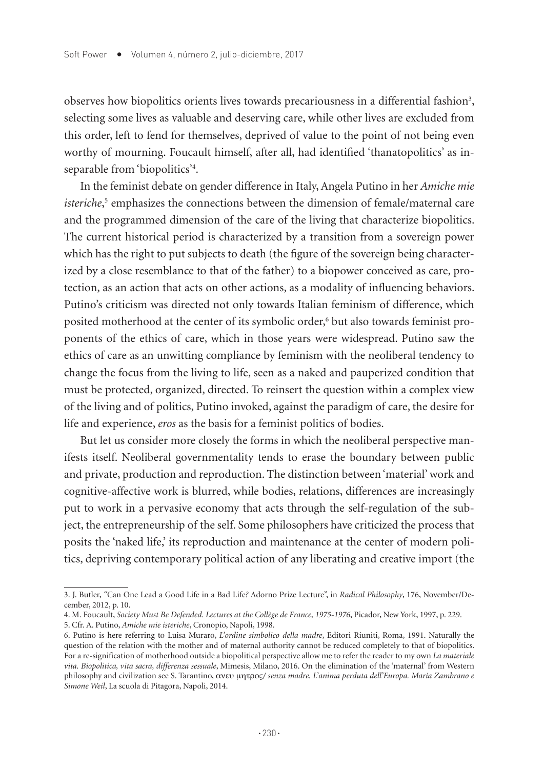observes how biopolitics orients lives towards precariousness in a differential fashion[3], selecting some lives as valuable and deserving care, while other lives are excluded from this order, left to fend for themselves, deprived of value to the point of not being even worthy of mourning. Foucault himself, after all, had identified 'thanatopolitics' as inseparable from 'biopolitics'[4].

In the feminist debate on gender difference in Italy, Angela Putino in her *Amiche mie isteriche*,[5] emphasizes the connections between the dimension of female/maternal care and the programmed dimension of the care of the living that characterize biopolitics. The current historical period is characterized by a transition from a sovereign power which has the right to put subjects to death (the figure of the sovereign being characterized by a close resemblance to that of the father) to a biopower conceived as care, protection, as an action that acts on other actions, as a modality of influencing behaviors. Putino's criticism was directed not only towards Italian feminism of difference, which posited motherhood at the center of its symbolic order,[6] but also towards feminist proponents of the ethics of care, which in those years were widespread. Putino saw the ethics of care as an unwitting compliance by feminism with the neoliberal tendency to change the focus from the living to life, seen as a naked and pauperized condition that must be protected, organized, directed. To reinsert the question within a complex view of the living and of politics, Putino invoked, against the paradigm of care, the desire for life and experience, *eros* as the basis for a feminist politics of bodies.

But let us consider more closely the forms in which the neoliberal perspective manifests itself. Neoliberal governmentality tends to erase the boundary between public and private, production and reproduction. The distinction between 'material' work and cognitive-affective work is blurred, while bodies, relations, differences are increasingly put to work in a pervasive economy that acts through the self-regulation of the subject, the entrepreneurship of the self. Some philosophers have criticized the process that posits the 'naked life,' its reproduction and maintenance at the center of modern politics, depriving contemporary political action of any liberating and creative import (the

3. J. Butler, "Can One Lead a Good Life in a Bad Life? Adorno Prize Lecture", in *Radical Philosophy*, 176, November/December, 2012, p. 10.

4. M. Foucault, *Society Must Be Defended. Lectures at the Collège de France, 1975-1976*, Picador, New York, 1997, p. 229.

5. Cfr. A. Putino, *Amiche mie isteriche*, Cronopio, Napoli, 1998.

6. Putino is here referring to Luisa Muraro, *L'ordine simbolico della madre*, Editori Riuniti, Roma, 1991. Naturally the question of the relation with the mother and of maternal authority cannot be reduced completely to that of biopolitics. For a re-signification of motherhood outside a biopolitical perspective allow me to refer the reader to my own *La materiale vita. Biopolitica, vita sacra, differenza sessuale*, Mimesis, Milano, 2016. On the elimination of the 'maternal' from Western philosophy and civilization see S. Tarantino, ανευ μητρος/ *senza madre. L'anima perduta dell'Europa. María Zambrano e Simone Weil*, La scuola di Pitagora, Napoli, 2014.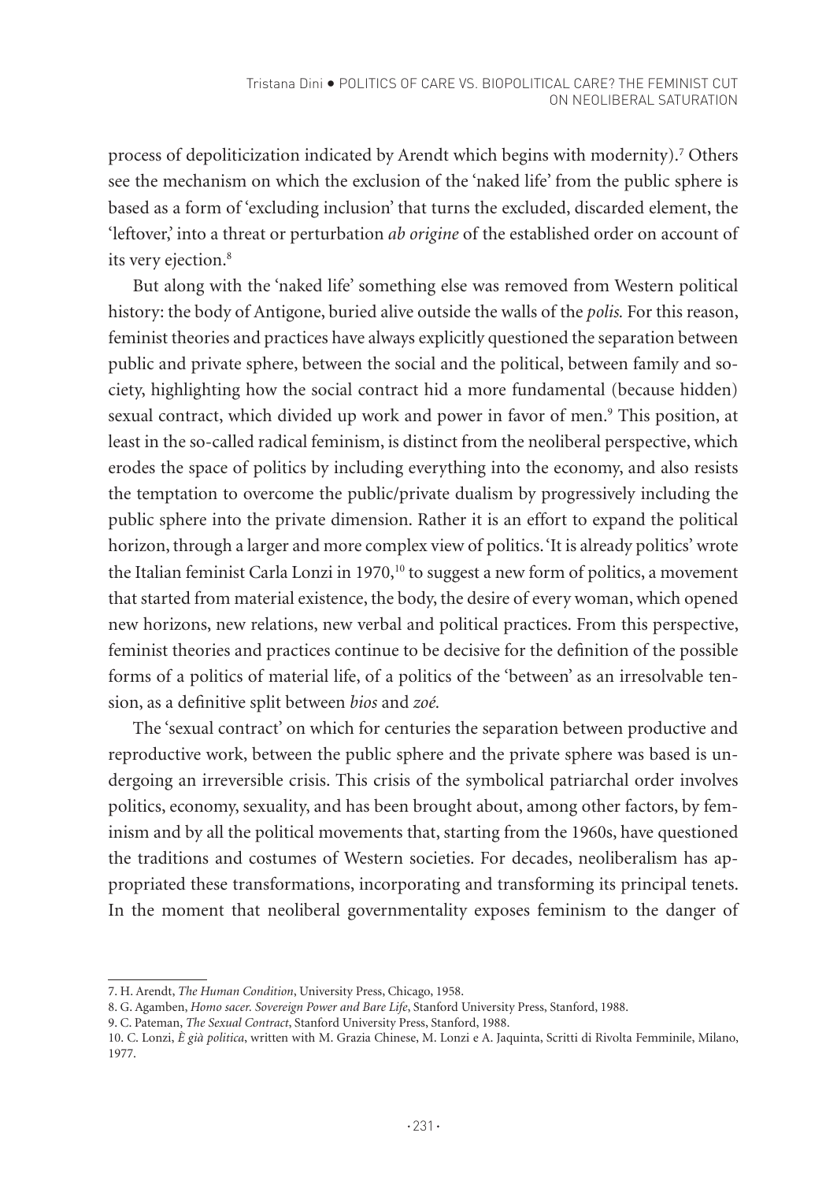process of depoliticization indicated by Arendt which begins with modernity).[7] Others see the mechanism on which the exclusion of the 'naked life' from the public sphere is based as a form of 'excluding inclusion' that turns the excluded, discarded element, the 'leftover,' into a threat or perturbation *ab origine* of the established order on account of its very ejection.[8]

But along with the 'naked life' something else was removed from Western political history: the body of Antigone, buried alive outside the walls of the *polis.* For this reason, feminist theories and practices have always explicitly questioned the separation between public and private sphere, between the social and the political, between family and society, highlighting how the social contract hid a more fundamental (because hidden) sexual contract, which divided up work and power in favor of men.[9] This position, at least in the so-called radical feminism, is distinct from the neoliberal perspective, which erodes the space of politics by including everything into the economy, and also resists the temptation to overcome the public/private dualism by progressively including the public sphere into the private dimension. Rather it is an effort to expand the political horizon, through a larger and more complex view of politics. 'It is already politics' wrote the Italian feminist Carla Lonzi in 1970,[10] to suggest a new form of politics, a movement that started from material existence, the body, the desire of every woman, which opened new horizons, new relations, new verbal and political practices. From this perspective, feminist theories and practices continue to be decisive for the definition of the possible forms of a politics of material life, of a politics of the 'between' as an irresolvable tension, as a definitive split between *bios* and *zoé.*

The 'sexual contract' on which for centuries the separation between productive and reproductive work, between the public sphere and the private sphere was based is undergoing an irreversible crisis. This crisis of the symbolical patriarchal order involves politics, economy, sexuality, and has been brought about, among other factors, by feminism and by all the political movements that, starting from the 1960s, have questioned the traditions and costumes of Western societies. For decades, neoliberalism has appropriated these transformations, incorporating and transforming its principal tenets. In the moment that neoliberal governmentality exposes feminism to the danger of

---

7. H. Arendt, *The Human Condition*, University Press, Chicago, 1958.

8. G. Agamben, *Homo sacer. Sovereign Power and Bare Life*, Stanford University Press, Stanford, 1988.

9. C. Pateman, *The Sexual Contract*, Stanford University Press, Stanford, 1988.

10. C. Lonzi, *È già politica*, written with M. Grazia Chinese, M. Lonzi e A. Jaquinta, Scritti di Rivolta Femminile, Milano, 1977.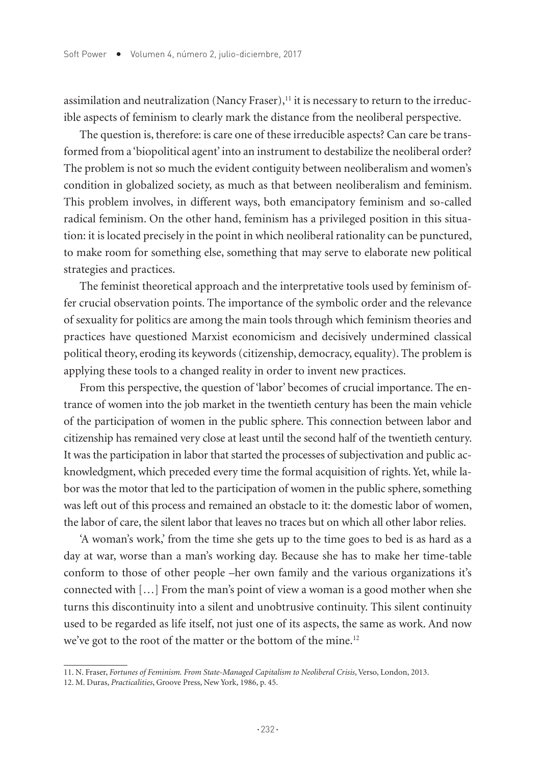assimilation and neutralization (Nancy Fraser),[11] it is necessary to return to the irreducible aspects of feminism to clearly mark the distance from the neoliberal perspective.

The question is, therefore: is care one of these irreducible aspects? Can care be transformed from a 'biopolitical agent' into an instrument to destabilize the neoliberal order? The problem is not so much the evident contiguity between neoliberalism and women's condition in globalized society, as much as that between neoliberalism and feminism. This problem involves, in different ways, both emancipatory feminism and so-called radical feminism. On the other hand, feminism has a privileged position in this situation: it is located precisely in the point in which neoliberal rationality can be punctured, to make room for something else, something that may serve to elaborate new political strategies and practices.

The feminist theoretical approach and the interpretative tools used by feminism offer crucial observation points. The importance of the symbolic order and the relevance of sexuality for politics are among the main tools through which feminism theories and practices have questioned Marxist economicism and decisively undermined classical political theory, eroding its keywords (citizenship, democracy, equality). The problem is applying these tools to a changed reality in order to invent new practices.

From this perspective, the question of 'labor' becomes of crucial importance. The entrance of women into the job market in the twentieth century has been the main vehicle of the participation of women in the public sphere. This connection between labor and citizenship has remained very close at least until the second half of the twentieth century. It was the participation in labor that started the processes of subjectivation and public acknowledgment, which preceded every time the formal acquisition of rights. Yet, while labor was the motor that led to the participation of women in the public sphere, something was left out of this process and remained an obstacle to it: the domestic labor of women, the labor of care, the silent labor that leaves no traces but on which all other labor relies.

'A woman's work,' from the time she gets up to the time goes to bed is as hard as a day at war, worse than a man's working day. Because she has to make her time-table conform to those of other people –her own family and the various organizations it's connected with […] From the man's point of view a woman is a good mother when she turns this discontinuity into a silent and unobtrusive continuity. This silent continuity used to be regarded as life itself, not just one of its aspects, the same as work. And now we've got to the root of the matter or the bottom of the mine.[12]

---

11. N. Fraser, *Fortunes of Feminism. From State-Managed Capitalism to Neoliberal Crisis*, Verso, London, 2013.

12. M. Duras, *Practicalities*, Groove Press, New York, 1986, p. 45.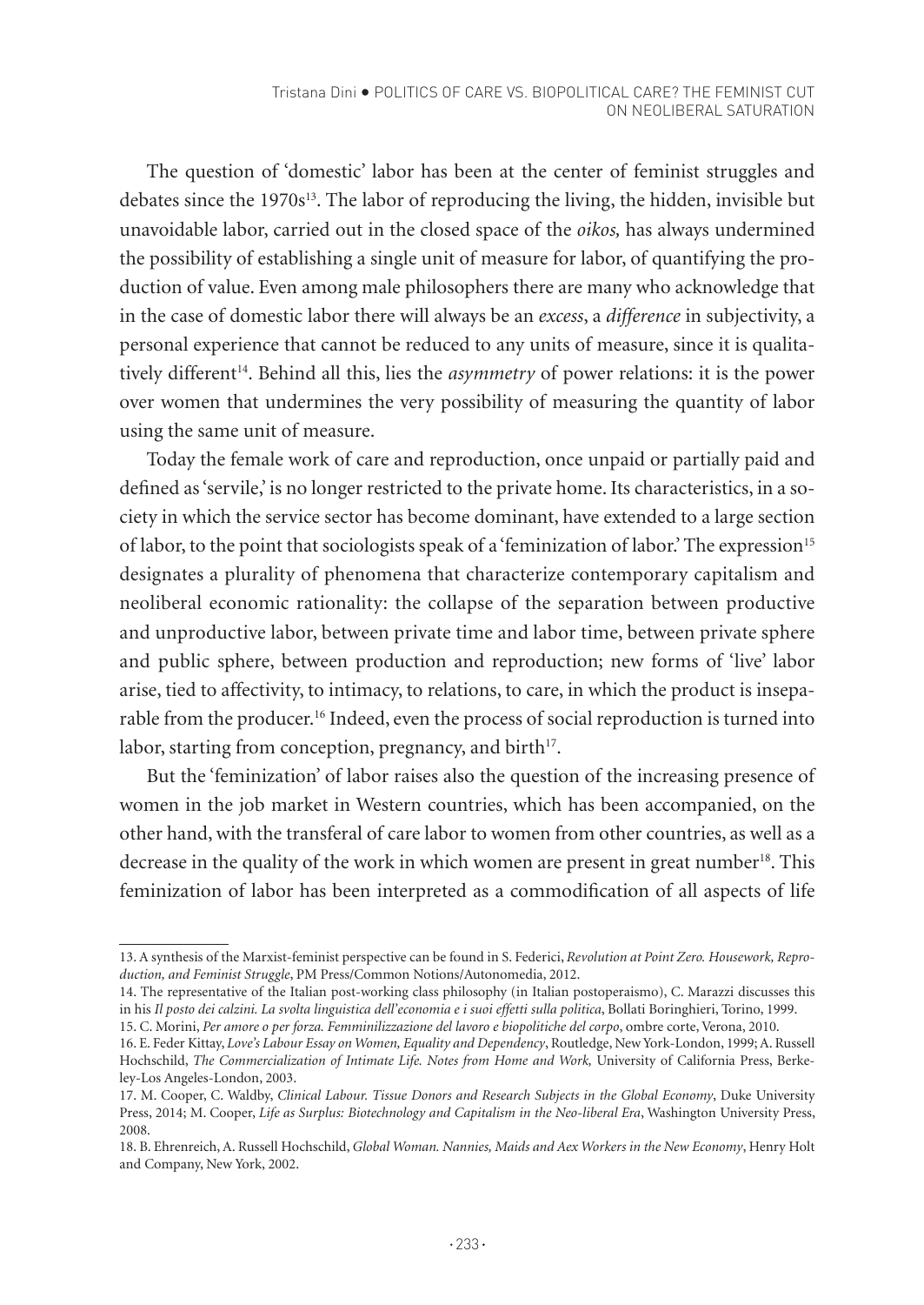The question of 'domestic' labor has been at the center of feminist struggles and debates since the 1970s[13]. The labor of reproducing the living, the hidden, invisible but unavoidable labor, carried out in the closed space of the *oikos,* has always undermined the possibility of establishing a single unit of measure for labor, of quantifying the production of value. Even among male philosophers there are many who acknowledge that in the case of domestic labor there will always be an *excess*, a *difference* in subjectivity, a personal experience that cannot be reduced to any units of measure, since it is qualitatively different[14]. Behind all this, lies the *asymmetry* of power relations: it is the power over women that undermines the very possibility of measuring the quantity of labor using the same unit of measure.

Today the female work of care and reproduction, once unpaid or partially paid and defined as 'servile,' is no longer restricted to the private home. Its characteristics, in a society in which the service sector has become dominant, have extended to a large section of labor, to the point that sociologists speak of a 'feminization of labor.' The expression[15] designates a plurality of phenomena that characterize contemporary capitalism and neoliberal economic rationality: the collapse of the separation between productive and unproductive labor, between private time and labor time, between private sphere and public sphere, between production and reproduction; new forms of 'live' labor arise, tied to affectivity, to intimacy, to relations, to care, in which the product is inseparable from the producer.[16] Indeed, even the process of social reproduction is turned into labor, starting from conception, pregnancy, and birth[17].

But the 'feminization' of labor raises also the question of the increasing presence of women in the job market in Western countries, which has been accompanied, on the other hand, with the transferal of care labor to women from other countries, as well as a decrease in the quality of the work in which women are present in great number[18]. This feminization of labor has been interpreted as a commodification of all aspects of life

---

13. A synthesis of the Marxist-feminist perspective can be found in S. Federici, *Revolution at Point Zero. Housework, Reproduction, and Feminist Struggle*, PM Press/Common Notions/Autonomedia, 2012.

14. The representative of the Italian post-working class philosophy (in Italian postoperaismo), C. Marazzi discusses this in his *Il posto dei calzini. La svolta linguistica dell'economia e i suoi effetti sulla politica*, Bollati Boringhieri, Torino, 1999.

15. C. Morini, *Per amore o per forza. Femminilizzazione del lavoro e biopolitiche del corpo*, ombre corte, Verona, 2010.

16. E. Feder Kittay, *Love's Labour Essay on Women, Equality and Dependency*, Routledge, New York-London, 1999; A. Russell Hochschild, *The Commercialization of Intimate Life. Notes from Home and Work,* University of California Press, Berkeley-Los Angeles-London, 2003.

17. M. Cooper, C. Waldby, *Clinical Labour. Tissue Donors and Research Subjects in the Global Economy*, Duke University Press, 2014; M. Cooper, *Life as Surplus: Biotechnology and Capitalism in the Neo-liberal Era*, Washington University Press, 2008.

18. B. Ehrenreich, A. Russell Hochschild, *Global Woman. Nannies, Maids and Aex Workers in the New Economy*, Henry Holt and Company, New York, 2002.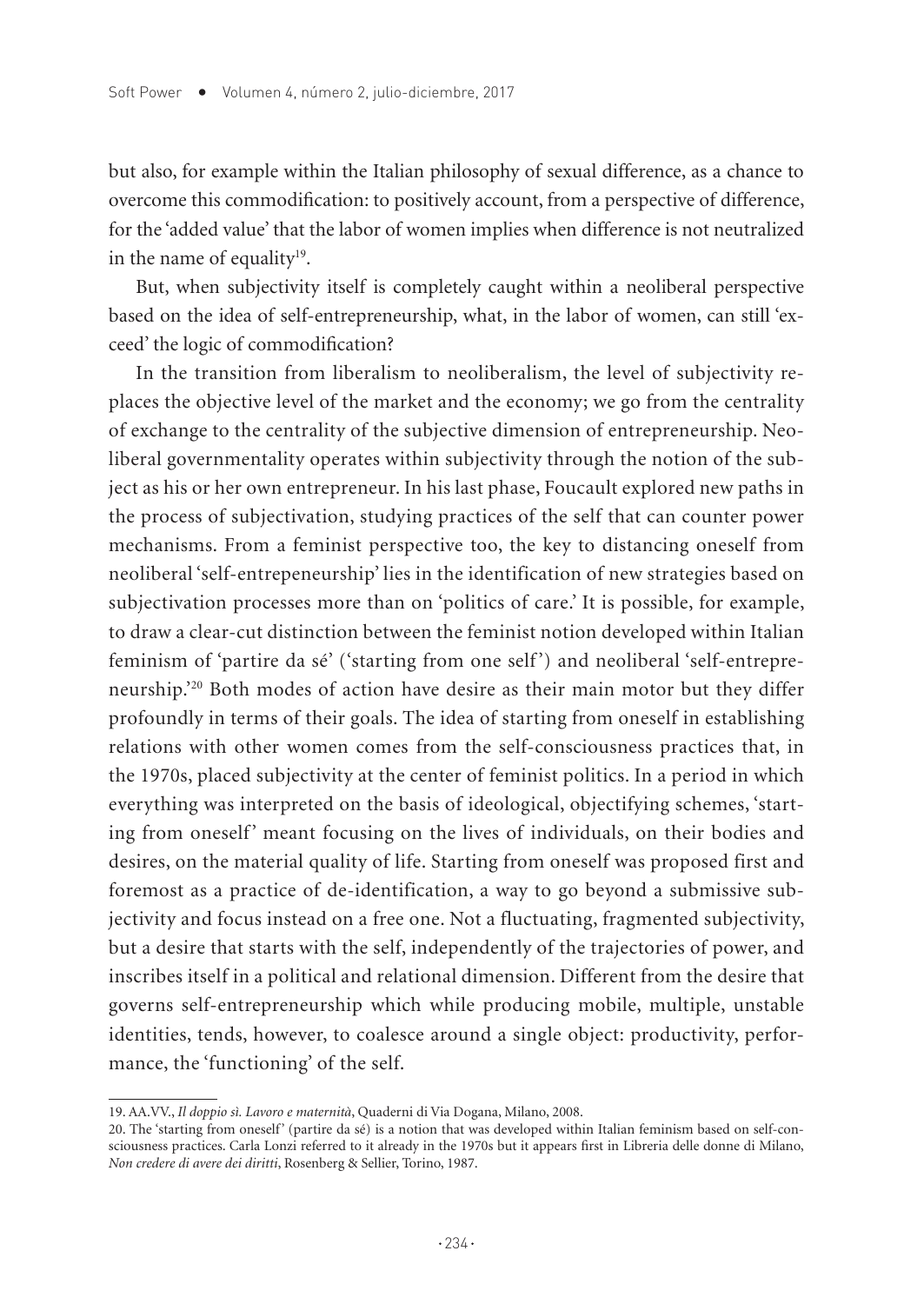but also, for example within the Italian philosophy of sexual difference, as a chance to overcome this commodification: to positively account, from a perspective of difference, for the 'added value' that the labor of women implies when difference is not neutralized in the name of equality[19].

But, when subjectivity itself is completely caught within a neoliberal perspective based on the idea of self-entrepreneurship, what, in the labor of women, can still 'exceed' the logic of commodification?

In the transition from liberalism to neoliberalism, the level of subjectivity replaces the objective level of the market and the economy; we go from the centrality of exchange to the centrality of the subjective dimension of entrepreneurship. Neoliberal governmentality operates within subjectivity through the notion of the subject as his or her own entrepreneur. In his last phase, Foucault explored new paths in the process of subjectivation, studying practices of the self that can counter power mechanisms. From a feminist perspective too, the key to distancing oneself from neoliberal 'self-entrepeneurship' lies in the identification of new strategies based on subjectivation processes more than on 'politics of care.' It is possible, for example, to draw a clear-cut distinction between the feminist notion developed within Italian feminism of 'partire da sé' ('starting from one self') and neoliberal 'self-entrepreneurship.'[20] Both modes of action have desire as their main motor but they differ profoundly in terms of their goals. The idea of starting from oneself in establishing relations with other women comes from the self-consciousness practices that, in the 1970s, placed subjectivity at the center of feminist politics. In a period in which everything was interpreted on the basis of ideological, objectifying schemes, 'starting from oneself' meant focusing on the lives of individuals, on their bodies and desires, on the material quality of life. Starting from oneself was proposed first and foremost as a practice of de-identification, a way to go beyond a submissive subjectivity and focus instead on a free one. Not a fluctuating, fragmented subjectivity, but a desire that starts with the self, independently of the trajectories of power, and inscribes itself in a political and relational dimension. Different from the desire that governs self-entrepreneurship which while producing mobile, multiple, unstable identities, tends, however, to coalesce around a single object: productivity, performance, the 'functioning' of the self.

---

19. AA.VV., *Il doppio sì. Lavoro e maternità*, Quaderni di Via Dogana, Milano, 2008.

20. The 'starting from oneself' (partire da sé) is a notion that was developed within Italian feminism based on self-consciousness practices. Carla Lonzi referred to it already in the 1970s but it appears first in Libreria delle donne di Milano, *Non credere di avere dei diritti*, Rosenberg & Sellier, Torino, 1987.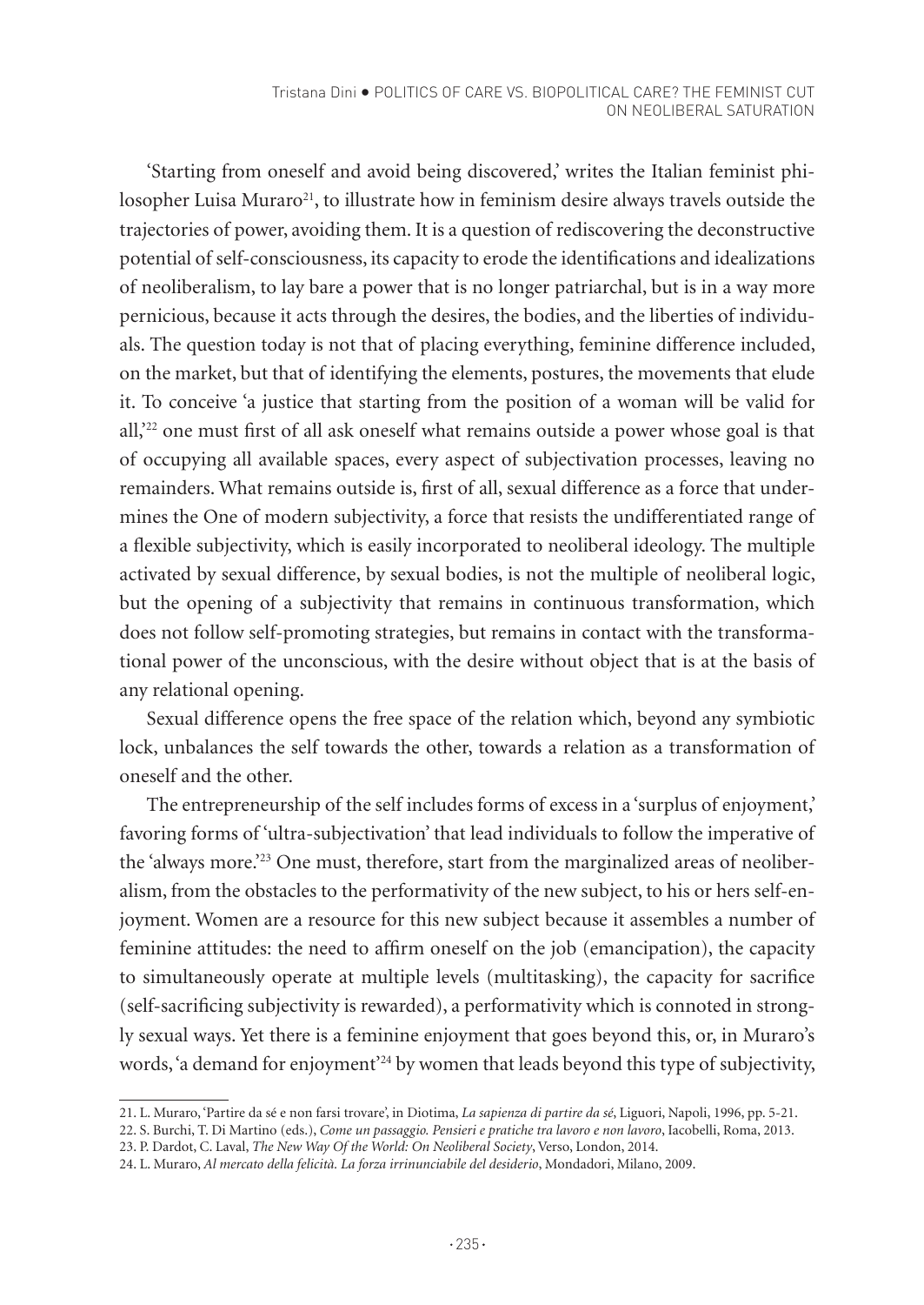'Starting from oneself and avoid being discovered,' writes the Italian feminist philosopher Luisa Muraro[21], to illustrate how in feminism desire always travels outside the trajectories of power, avoiding them. It is a question of rediscovering the deconstructive potential of self-consciousness, its capacity to erode the identifications and idealizations of neoliberalism, to lay bare a power that is no longer patriarchal, but is in a way more pernicious, because it acts through the desires, the bodies, and the liberties of individuals. The question today is not that of placing everything, feminine difference included, on the market, but that of identifying the elements, postures, the movements that elude it. To conceive 'a justice that starting from the position of a woman will be valid for all,'[22] one must first of all ask oneself what remains outside a power whose goal is that of occupying all available spaces, every aspect of subjectivation processes, leaving no remainders. What remains outside is, first of all, sexual difference as a force that undermines the One of modern subjectivity, a force that resists the undifferentiated range of a flexible subjectivity, which is easily incorporated to neoliberal ideology. The multiple activated by sexual difference, by sexual bodies, is not the multiple of neoliberal logic, but the opening of a subjectivity that remains in continuous transformation, which does not follow self-promoting strategies, but remains in contact with the transformational power of the unconscious, with the desire without object that is at the basis of any relational opening.

Sexual difference opens the free space of the relation which, beyond any symbiotic lock, unbalances the self towards the other, towards a relation as a transformation of oneself and the other.

The entrepreneurship of the self includes forms of excess in a 'surplus of enjoyment,' favoring forms of 'ultra-subjectivation' that lead individuals to follow the imperative of the 'always more.'[23] One must, therefore, start from the marginalized areas of neoliberalism, from the obstacles to the performativity of the new subject, to his or hers self-enjoyment. Women are a resource for this new subject because it assembles a number of feminine attitudes: the need to affirm oneself on the job (emancipation), the capacity to simultaneously operate at multiple levels (multitasking), the capacity for sacrifice (self-sacrificing subjectivity is rewarded), a performativity which is connoted in strongly sexual ways. Yet there is a feminine enjoyment that goes beyond this, or, in Muraro's words, 'a demand for enjoyment'[24] by women that leads beyond this type of subjectivity,

---

21. L. Muraro, 'Partire da sé e non farsi trovare', in Diotima, *La sapienza di partire da sé*, Liguori, Napoli, 1996, pp. 5-21.

22. S. Burchi, T. Di Martino (eds.), *Come un passaggio. Pensieri e pratiche tra lavoro e non lavoro*, Iacobelli, Roma, 2013.

23. P. Dardot, C. Laval, *The New Way Of the World: On Neoliberal Society*, Verso, London, 2014.

24. L. Muraro, *Al mercato della felicità. La forza irrinunciabile del desiderio*, Mondadori, Milano, 2009.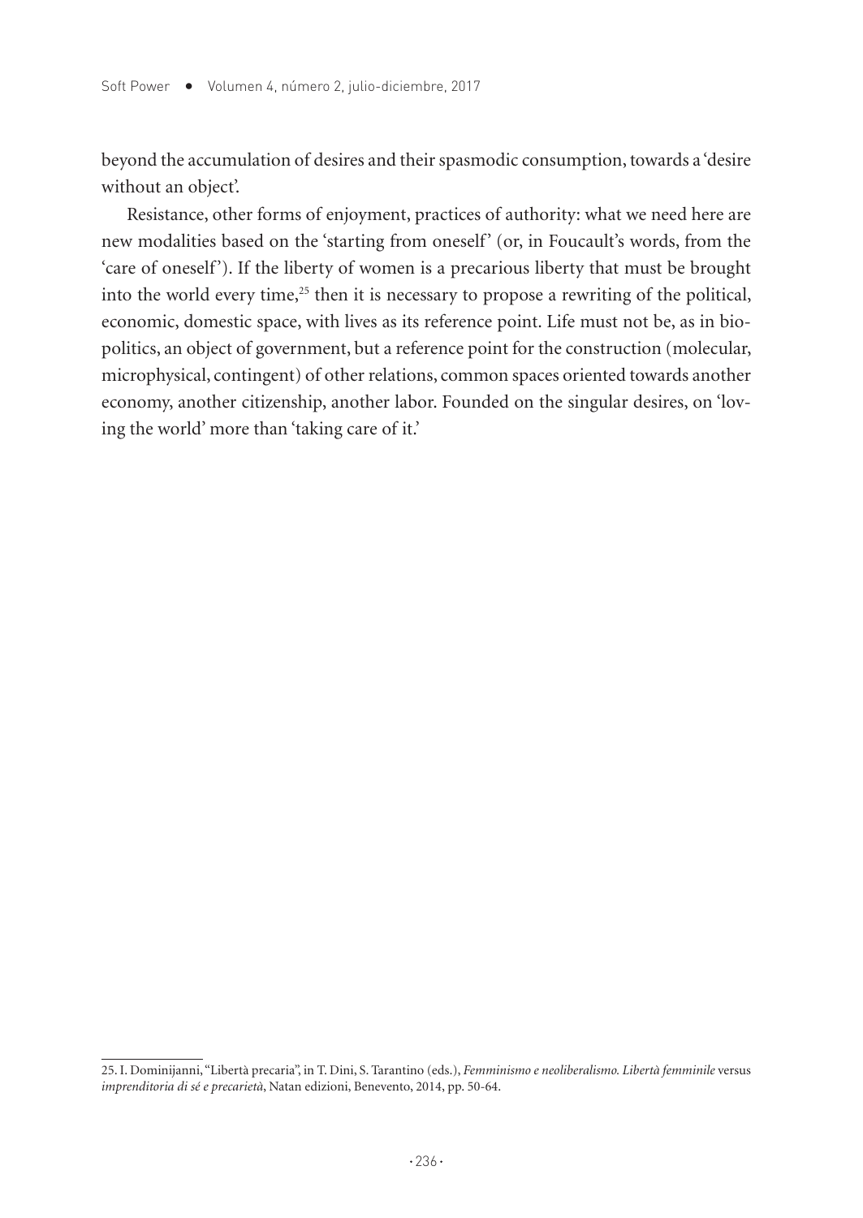beyond the accumulation of desires and their spasmodic consumption, towards a 'desire without an object'.

Resistance, other forms of enjoyment, practices of authority: what we need here are new modalities based on the 'starting from oneself' (or, in Foucault's words, from the 'care of oneself'). If the liberty of women is a precarious liberty that must be brought into the world every time,[25] then it is necessary to propose a rewriting of the political, economic, domestic space, with lives as its reference point. Life must not be, as in biopolitics, an object of government, but a reference point for the construction (molecular, microphysical, contingent) of other relations, common spaces oriented towards another economy, another citizenship, another labor. Founded on the singular desires, on 'loving the world' more than 'taking care of it.'

---

25. I. Dominijanni, "Libertà precaria", in T. Dini, S. Tarantino (eds.), *Femminismo e neoliberalismo. Libertà femminile* versus *imprenditoria di sé e precarietà*, Natan edizioni, Benevento, 2014, pp. 50-64.